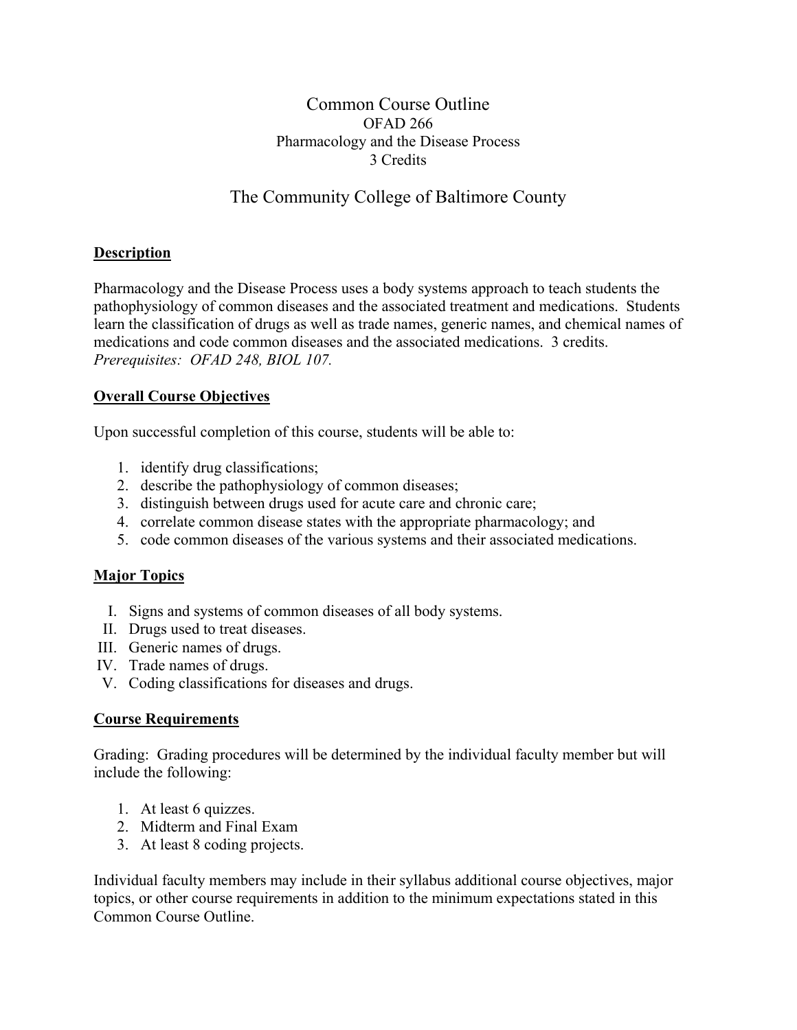# Common Course Outline

OFAD 266

Pharmacology and the Disease Process

3 Credits

## The Community College of Baltimore County

**Description**

Pharmacology and the Disease Process uses a body systems approach to teach students the pathophysiology of common diseases and the associated treatment and medications. Students learn the classification of drugs as well as trade names, generic names, and chemical names of medications and code common diseases and the associated medications. 3 credits. *Prerequisites: OFAD 248, BIOL 107.*

**Overall Course Objectives**

Upon successful completion of this course, students will be able to:

1. identify drug classifications;
2. describe the pathophysiology of common diseases;
3. distinguish between drugs used for acute care and chronic care;
4. correlate common disease states with the appropriate pharmacology; and
5. code common diseases of the various systems and their associated medications.

**Major Topics**

I. Signs and systems of common diseases of all body systems.
II. Drugs used to treat diseases.
III. Generic names of drugs.
IV. Trade names of drugs.
V. Coding classifications for diseases and drugs.

**Course Requirements**

Grading: Grading procedures will be determined by the individual faculty member but will include the following:

1. At least 6 quizzes.
2. Midterm and Final Exam
3. At least 8 coding projects.

Individual faculty members may include in their syllabus additional course objectives, major topics, or other course requirements in addition to the minimum expectations stated in this Common Course Outline.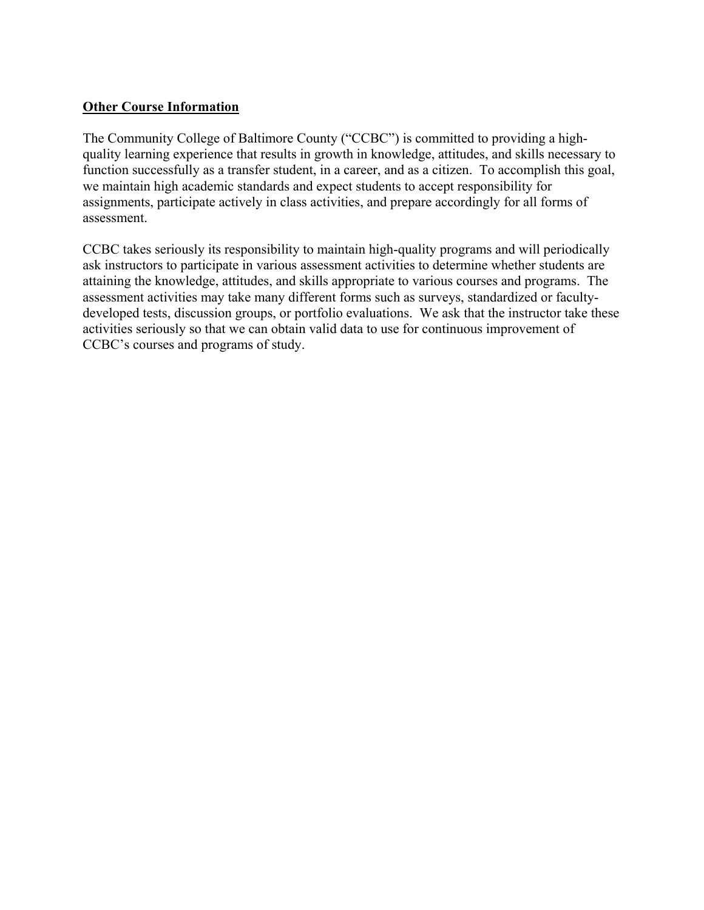**Other Course Information**

The Community College of Baltimore County ("CCBC") is committed to providing a high-quality learning experience that results in growth in knowledge, attitudes, and skills necessary to function successfully as a transfer student, in a career, and as a citizen. To accomplish this goal, we maintain high academic standards and expect students to accept responsibility for assignments, participate actively in class activities, and prepare accordingly for all forms of assessment.

CCBC takes seriously its responsibility to maintain high-quality programs and will periodically ask instructors to participate in various assessment activities to determine whether students are attaining the knowledge, attitudes, and skills appropriate to various courses and programs. The assessment activities may take many different forms such as surveys, standardized or faculty-developed tests, discussion groups, or portfolio evaluations. We ask that the instructor take these activities seriously so that we can obtain valid data to use for continuous improvement of CCBC's courses and programs of study.